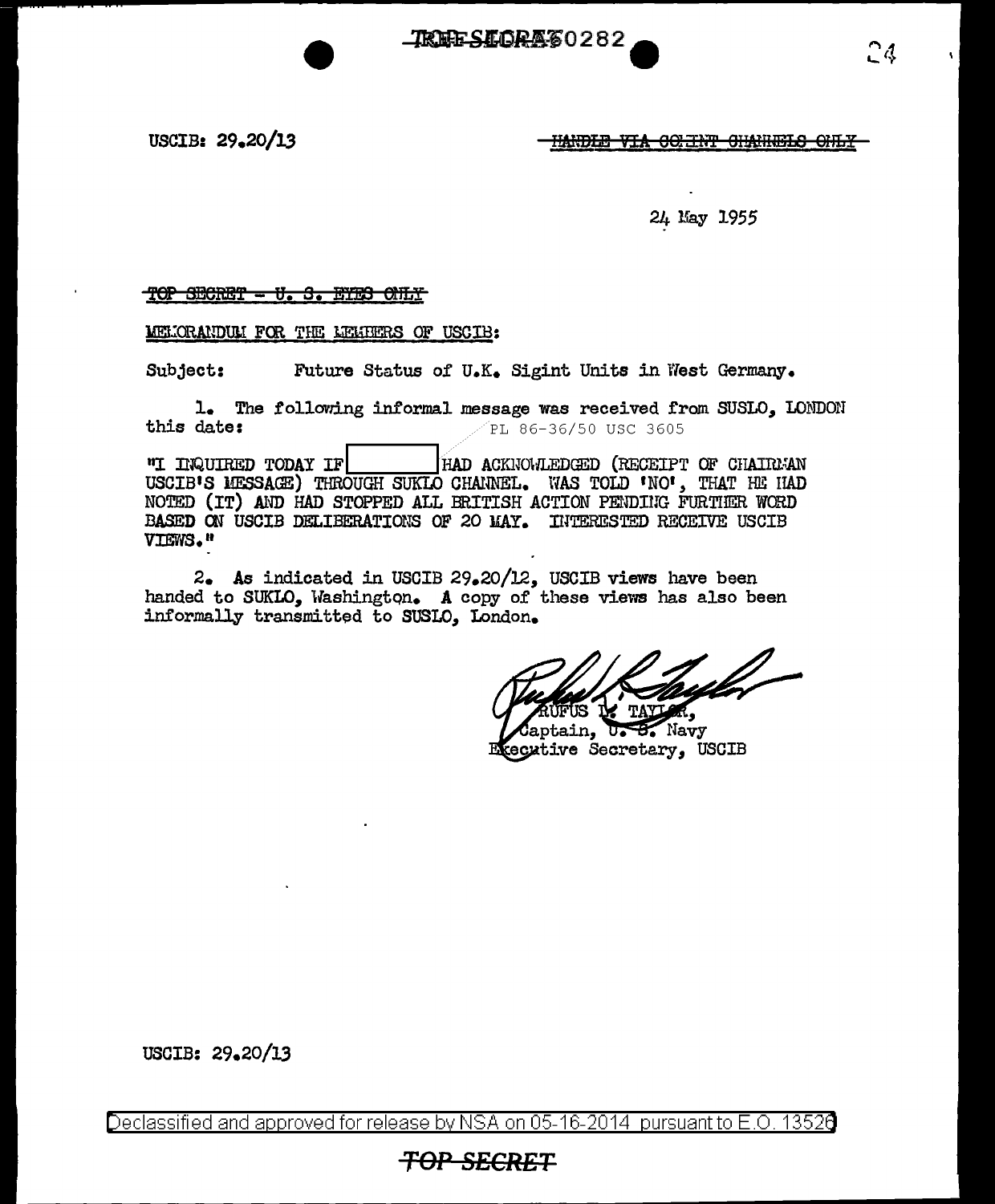USCIB: 29.20/13

~~HANDLE VIA COMINT CHANNELS ONLY~~

24 May 1955

~~TOP SECRET - U. S. EYES ONLY~~

MEMORANDUM FOR THE MEMBERS OF USCIB:

Subject: Future Status of U.K. Sigint Units in West Germany.

1. The following informal message was received from SUSLO, LONDON this date:

PL 86-36/50 USC 3605

"I INQUIRED TODAY IF [REDACTED] HAD ACKNOWLEDGED (RECEIPT OF CHAIRMAN USCIB'S MESSAGE) THROUGH SUKLO CHANNEL. WAS TOLD 'NO', THAT HE HAD NOTED (IT) AND HAD STOPPED ALL BRITISH ACTION PENDING FURTHER WORD BASED ON USCIB DELIBERATIONS OF 20 MAY. INTERESTED RECEIVE USCIB VIEWS."

2. As indicated in USCIB 29.20/12, USCIB views have been handed to SUKLO, Washington. A copy of these views has also been informally transmitted to SUSLO, London.

RUFUS L. TAYLOR,
Captain, U. S. Navy
Executive Secretary, USCIB

USCIB: 29.20/13

Declassified and approved for release by NSA on 05-16-2014 pursuant to E.O. 13526

~~TOP SECRET~~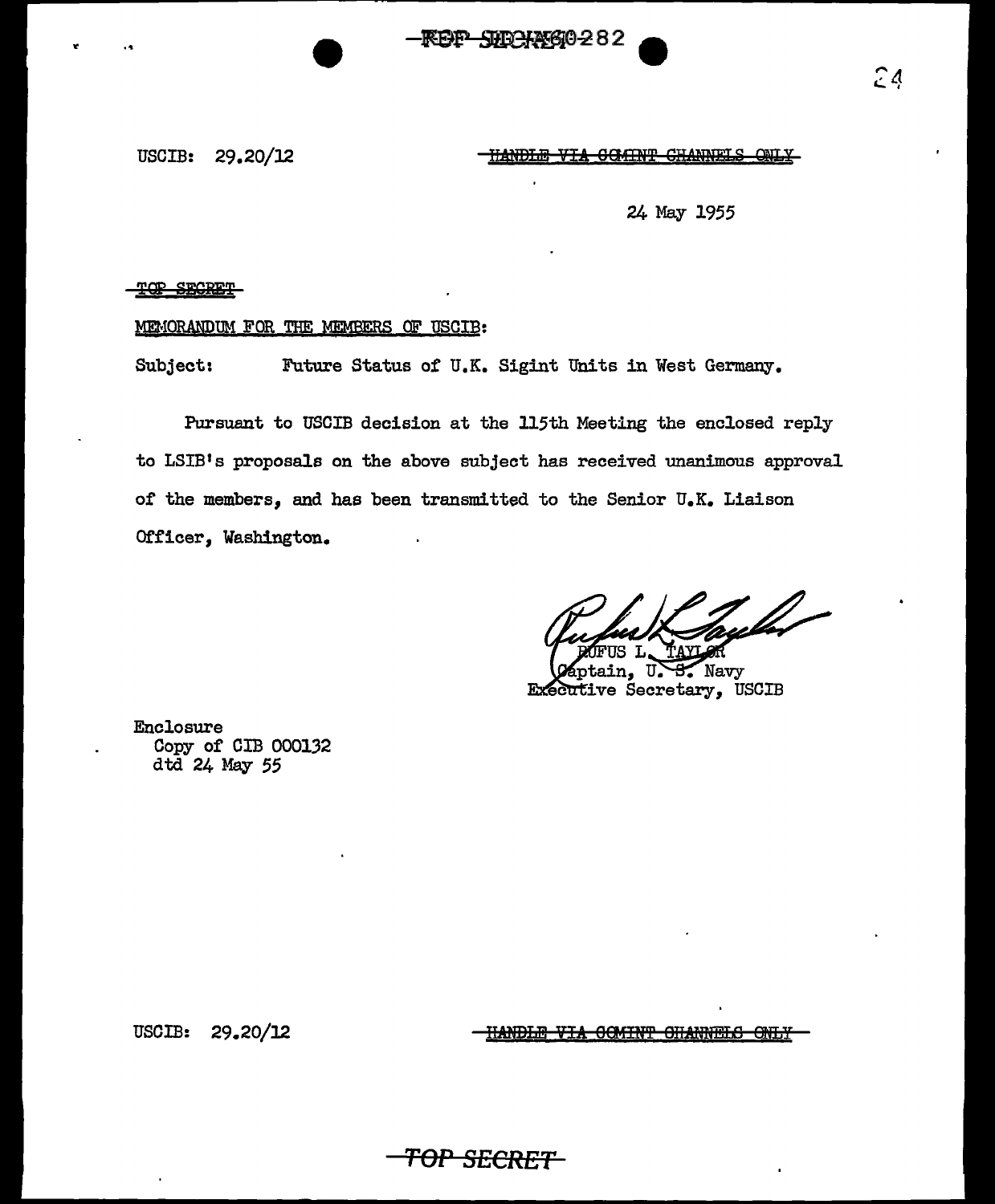USCIB: 29.20/12

~~HANDLE VIA COMINT CHANNELS ONLY~~

24 May 1955

~~TOP SECRET~~

MEMORANDUM FOR THE MEMBERS OF USCIB:

Subject: Future Status of U.K. Sigint Units in West Germany.

Pursuant to USCIB decision at the 115th Meeting the enclosed reply to LSIB's proposals on the above subject has received unanimous approval of the members, and has been transmitted to the Senior U.K. Liaison Officer, Washington.

RUFUS L. TAYLOR
Captain, U. S. Navy
Executive Secretary, USCIB

Enclosure
Copy of CIB 000132
dtd 24 May 55

USCIB: 29.20/12

~~HANDLE VIA COMINT CHANNELS ONLY~~

~~TOP SECRET~~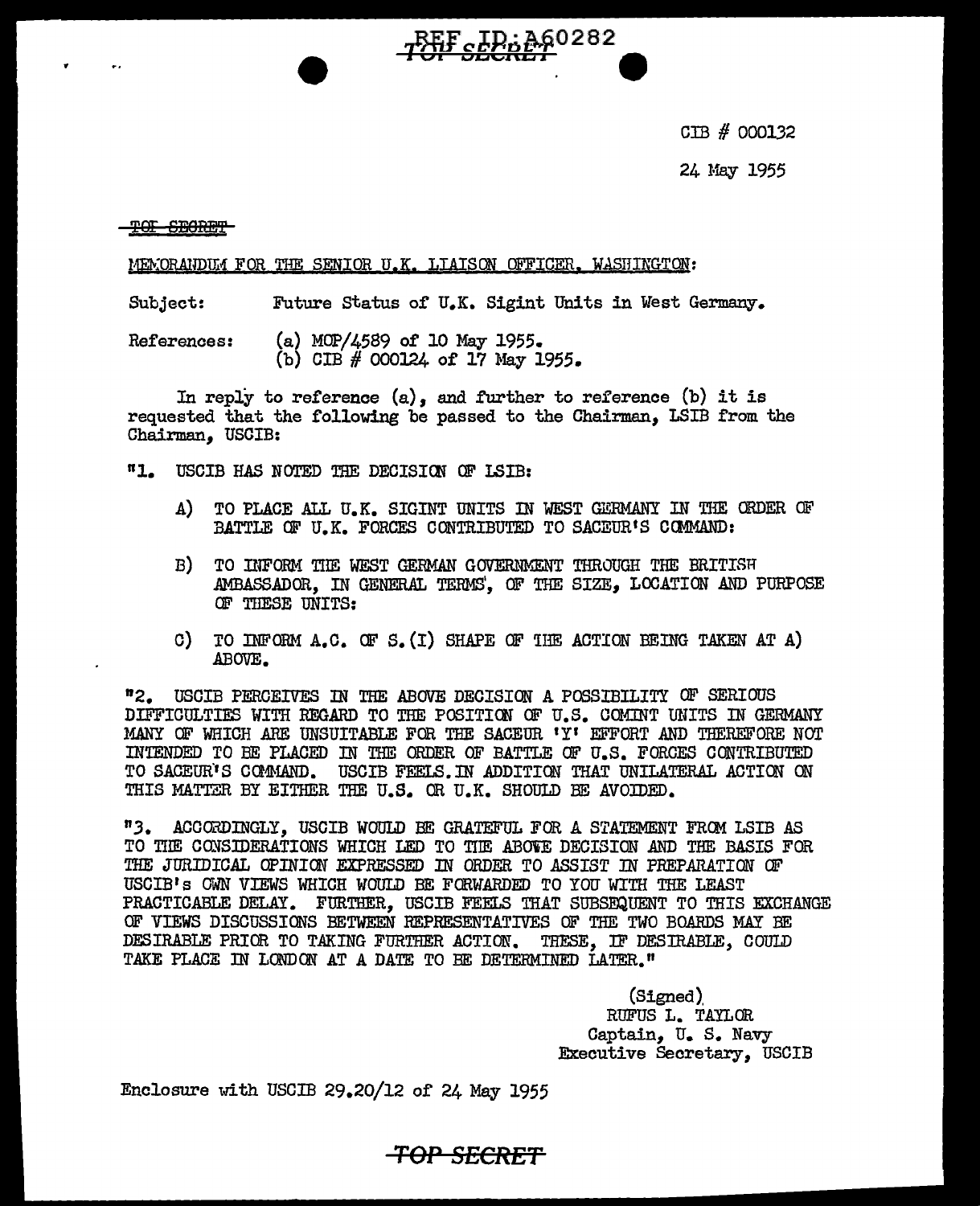REF ID:A60282

TOP SECRET

CIB # 000132

24 May 1955

~~TOP SECRET~~

MEMORANDUM FOR THE SENIOR U.K. LIAISON OFFICER, WASHINGTON:

Subject: Future Status of U.K. Sigint Units in West Germany.

References: (a) MOP/4589 of 10 May 1955.
(b) CIB # 000124 of 17 May 1955.

In reply to reference (a), and further to reference (b) it is requested that the following be passed to the Chairman, LSIB from the Chairman, USCIB:

"1. USCIB HAS NOTED THE DECISION OF LSIB:

A) TO PLACE ALL U.K. SIGINT UNITS IN WEST GERMANY IN THE ORDER OF BATTLE OF U.K. FORCES CONTRIBUTED TO SACEUR'S COMMAND:

B) TO INFORM THE WEST GERMAN GOVERNMENT THROUGH THE BRITISH AMBASSADOR, IN GENERAL TERMS, OF THE SIZE, LOCATION AND PURPOSE OF THESE UNITS:

C) TO INFORM A.C. OF S.(I) SHAPE OF THE ACTION BEING TAKEN AT A) ABOVE.

"2. USCIB PERCEIVES IN THE ABOVE DECISION A POSSIBILITY OF SERIOUS DIFFICULTIES WITH REGARD TO THE POSITION OF U.S. COMINT UNITS IN GERMANY MANY OF WHICH ARE UNSUITABLE FOR THE SACEUR 'Y' EFFORT AND THEREFORE NOT INTENDED TO BE PLACED IN THE ORDER OF BATTLE OF U.S. FORCES CONTRIBUTED TO SACEUR'S COMMAND. USCIB FEELS IN ADDITION THAT UNILATERAL ACTION ON THIS MATTER BY EITHER THE U.S. OR U.K. SHOULD BE AVOIDED.

"3. ACCORDINGLY, USCIB WOULD BE GRATEFUL FOR A STATEMENT FROM LSIB AS TO THE CONSIDERATIONS WHICH LED TO THE ABOVE DECISION AND THE BASIS FOR THE JURIDICAL OPINION EXPRESSED IN ORDER TO ASSIST IN PREPARATION OF USCIB's OWN VIEWS WHICH WOULD BE FORWARDED TO YOU WITH THE LEAST PRACTICABLE DELAY. FURTHER, USCIB FEELS THAT SUBSEQUENT TO THIS EXCHANGE OF VIEWS DISCUSSIONS BETWEEN REPRESENTATIVES OF THE TWO BOARDS MAY BE DESIRABLE PRIOR TO TAKING FURTHER ACTION. THESE, IF DESIRABLE, COULD TAKE PLACE IN LONDON AT A DATE TO BE DETERMINED LATER."

(Signed)
RUFUS L. TAYLOR
Captain, U. S. Navy
Executive Secretary, USCIB

Enclosure with USCIB 29.20/12 of 24 May 1955

~~TOP SECRET~~